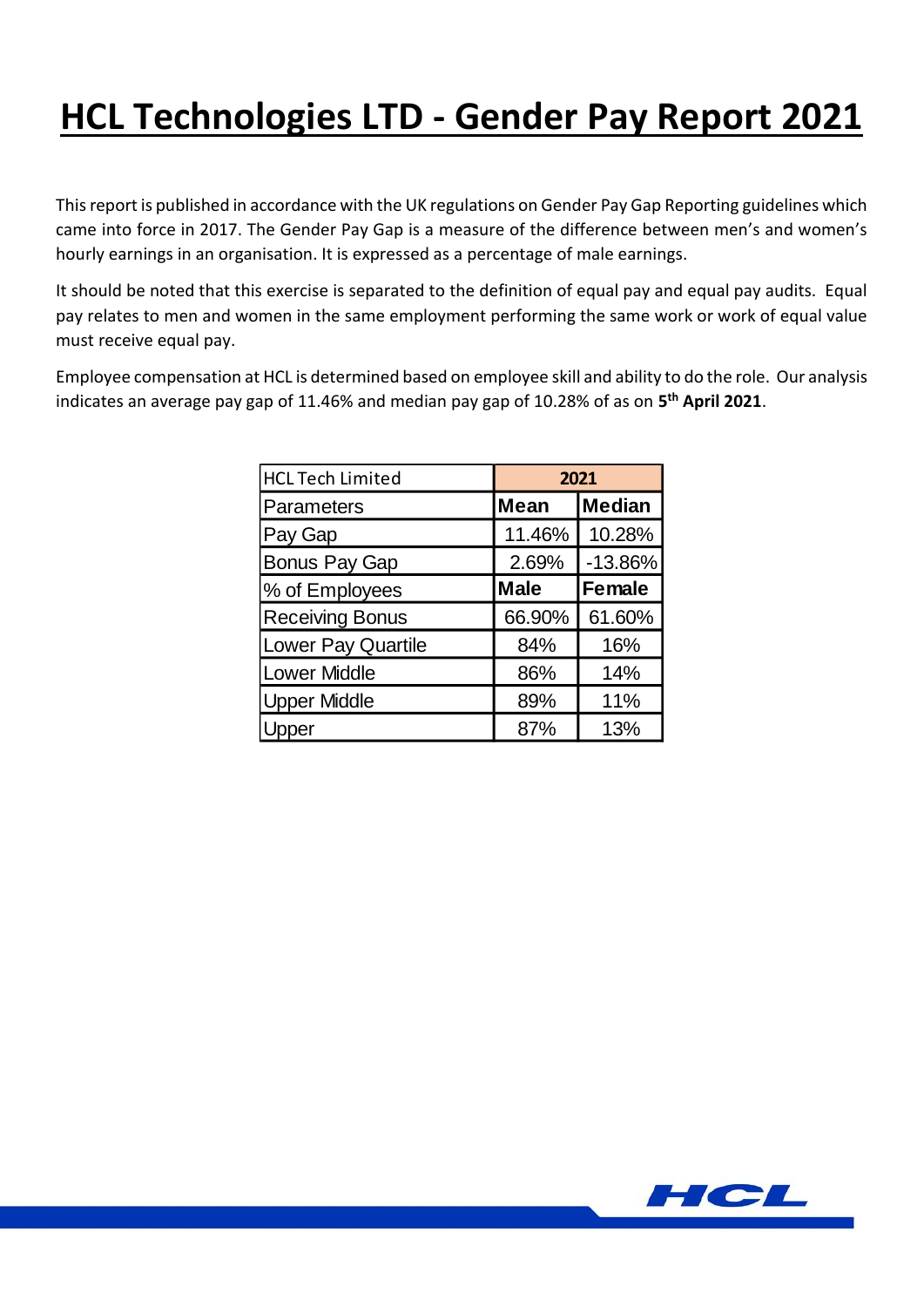# HCL Technologies LTD - Gender Pay Report 2021

This report is published in accordance with the UK regulations on Gender Pay Gap Reporting guidelines which came into force in 2017. The Gender Pay Gap is a measure of the difference between men's and women's hourly earnings in an organisation. It is expressed as a percentage of male earnings.

It should be noted that this exercise is separated to the definition of equal pay and equal pay audits. Equal pay relates to men and women in the same employment performing the same work or work of equal value must receive equal pay.

Employee compensation at HCL is determined based on employee skill and ability to do the role. Our analysis indicates an average pay gap of 11.46% and median pay gap of 10.28% of as on **5th April 2021**.

| HCL Tech Limited | **2021** | |
|---|---|---|
| Parameters | **Mean** | **Median** |
| Pay Gap | 11.46% | 10.28% |
| Bonus Pay Gap | 2.69% | -13.86% |
| % of Employees | **Male** | **Female** |
| Receiving Bonus | 66.90% | 61.60% |
| Lower Pay Quartile | 84% | 16% |
| Lower Middle | 86% | 14% |
| Upper Middle | 89% | 11% |
| Upper | 87% | 13% |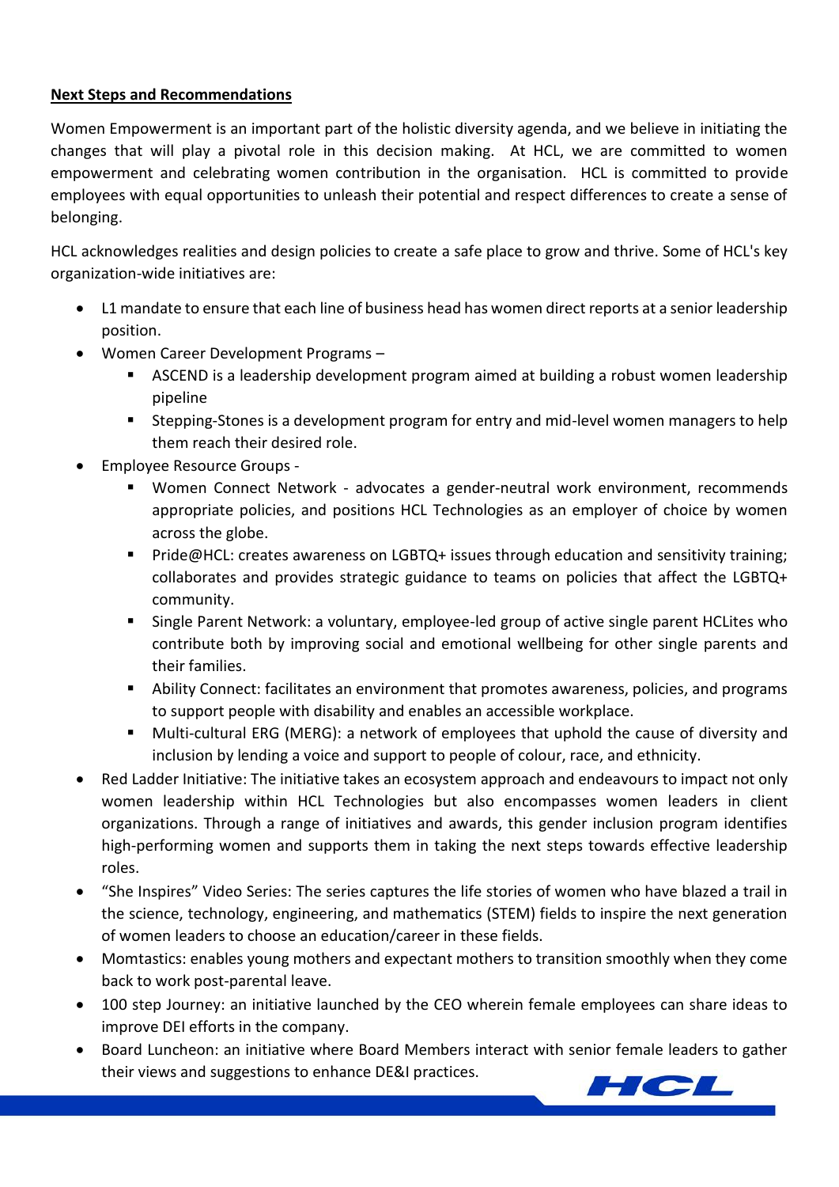**Next Steps and Recommendations**

Women Empowerment is an important part of the holistic diversity agenda, and we believe in initiating the changes that will play a pivotal role in this decision making. At HCL, we are committed to women empowerment and celebrating women contribution in the organisation. HCL is committed to provide employees with equal opportunities to unleash their potential and respect differences to create a sense of belonging.

HCL acknowledges realities and design policies to create a safe place to grow and thrive. Some of HCL's key organization-wide initiatives are:

- L1 mandate to ensure that each line of business head has women direct reports at a senior leadership position.
- Women Career Development Programs –
  - ASCEND is a leadership development program aimed at building a robust women leadership pipeline
  - Stepping-Stones is a development program for entry and mid-level women managers to help them reach their desired role.
- Employee Resource Groups -
  - Women Connect Network - advocates a gender-neutral work environment, recommends appropriate policies, and positions HCL Technologies as an employer of choice by women across the globe.
  - Pride@HCL: creates awareness on LGBTQ+ issues through education and sensitivity training; collaborates and provides strategic guidance to teams on policies that affect the LGBTQ+ community.
  - Single Parent Network: a voluntary, employee-led group of active single parent HCLites who contribute both by improving social and emotional wellbeing for other single parents and their families.
  - Ability Connect: facilitates an environment that promotes awareness, policies, and programs to support people with disability and enables an accessible workplace.
  - Multi-cultural ERG (MERG): a network of employees that uphold the cause of diversity and inclusion by lending a voice and support to people of colour, race, and ethnicity.
- Red Ladder Initiative: The initiative takes an ecosystem approach and endeavours to impact not only women leadership within HCL Technologies but also encompasses women leaders in client organizations. Through a range of initiatives and awards, this gender inclusion program identifies high-performing women and supports them in taking the next steps towards effective leadership roles.
- "She Inspires" Video Series: The series captures the life stories of women who have blazed a trail in the science, technology, engineering, and mathematics (STEM) fields to inspire the next generation of women leaders to choose an education/career in these fields.
- Momtastics: enables young mothers and expectant mothers to transition smoothly when they come back to work post-parental leave.
- 100 step Journey: an initiative launched by the CEO wherein female employees can share ideas to improve DEI efforts in the company.
- Board Luncheon: an initiative where Board Members interact with senior female leaders to gather their views and suggestions to enhance DE&I practices.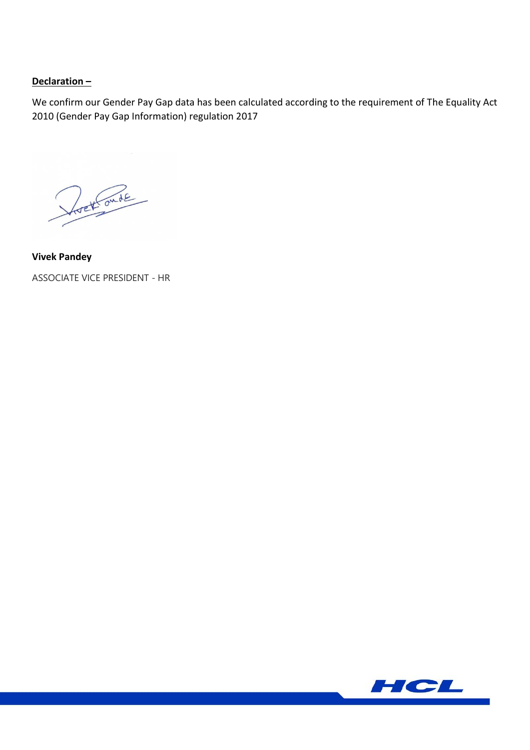**Declaration –**

We confirm our Gender Pay Gap data has been calculated according to the requirement of The Equality Act 2010 (Gender Pay Gap Information) regulation 2017

**Vivek Pandey**

ASSOCIATE VICE PRESIDENT - HR